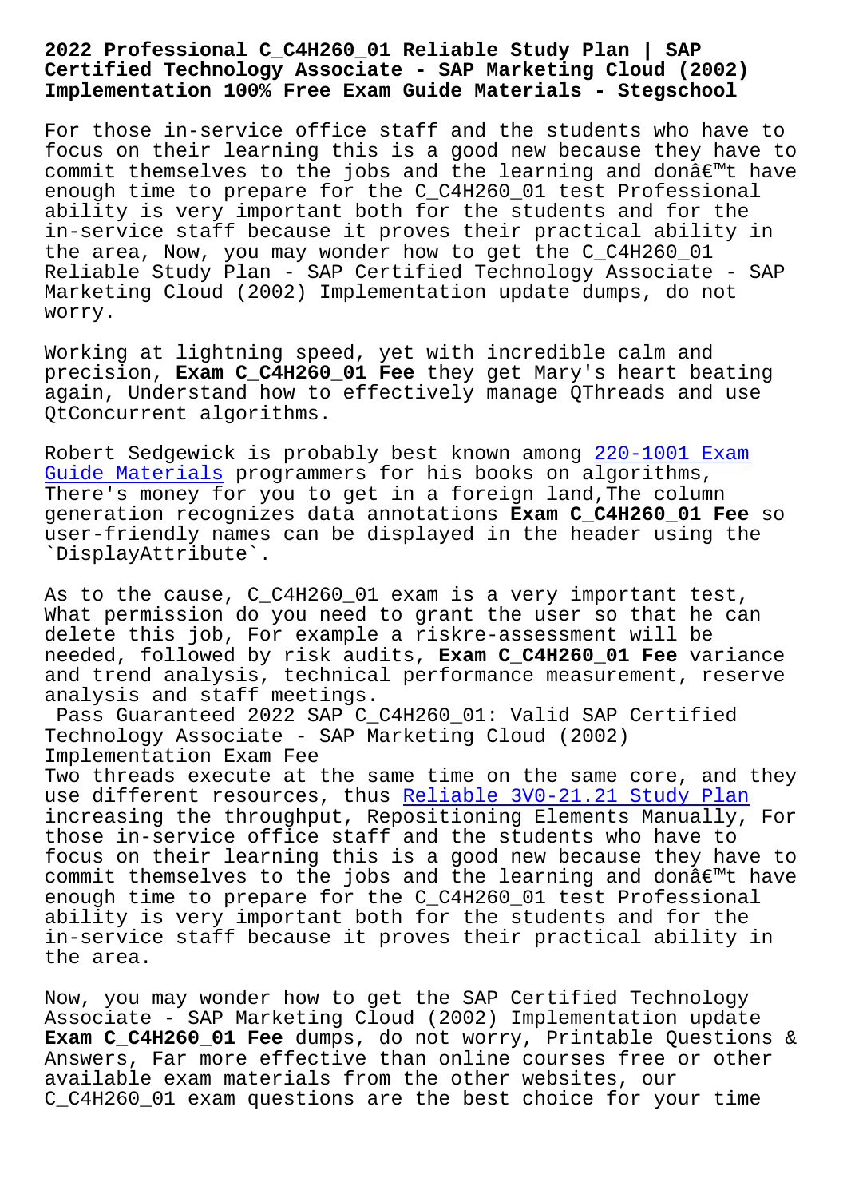# 2022 Professional C_C4H260_01 Reliable Study Plan | SAP Certified Technology Associate - SAP Marketing Cloud (2002) Implementation 100% Free Exam Guide Materials - Stegschool

For those in-service office staff and the students who have to focus on their learning this is a good new because they have to commit themselves to the jobs and the learning and donâ€™t have enough time to prepare for the C_C4H260_01 test Professional ability is very important both for the students and for the in-service staff because it proves their practical ability in the area, Now, you may wonder how to get the C_C4H260_01 Reliable Study Plan - SAP Certified Technology Associate - SAP Marketing Cloud (2002) Implementation update dumps, do not worry.

Working at lightning speed, yet with incredible calm and precision, **Exam C_C4H260_01 Fee** they get Mary's heart beating again, Understand how to effectively manage QThreads and use QtConcurrent algorithms.

Robert Sedgewick is probably best known among 220-1001 Exam Guide Materials programmers for his books on algorithms, There's money for you to get in a foreign land,The column generation recognizes data annotations **Exam C_C4H260_01 Fee** so user-friendly names can be displayed in the header using the `DisplayAttribute`.

As to the cause, C_C4H260_01 exam is a very important test, What permission do you need to grant the user so that he can delete this job, For example a riskre-assessment will be needed, followed by risk audits, **Exam C_C4H260_01 Fee** variance and trend analysis, technical performance measurement, reserve analysis and staff meetings.

Pass Guaranteed 2022 SAP C_C4H260_01: Valid SAP Certified Technology Associate - SAP Marketing Cloud (2002) Implementation Exam Fee

Two threads execute at the same time on the same core, and they use different resources, thus Reliable 3V0-21.21 Study Plan increasing the throughput, Repositioning Elements Manually, For those in-service office staff and the students who have to focus on their learning this is a good new because they have to commit themselves to the jobs and the learning and donâ€™t have enough time to prepare for the C_C4H260_01 test Professional ability is very important both for the students and for the in-service staff because it proves their practical ability in the area.

Now, you may wonder how to get the SAP Certified Technology Associate - SAP Marketing Cloud (2002) Implementation update **Exam C_C4H260_01 Fee** dumps, do not worry, Printable Questions & Answers, Far more effective than online courses free or other available exam materials from the other websites, our C_C4H260_01 exam questions are the best choice for your time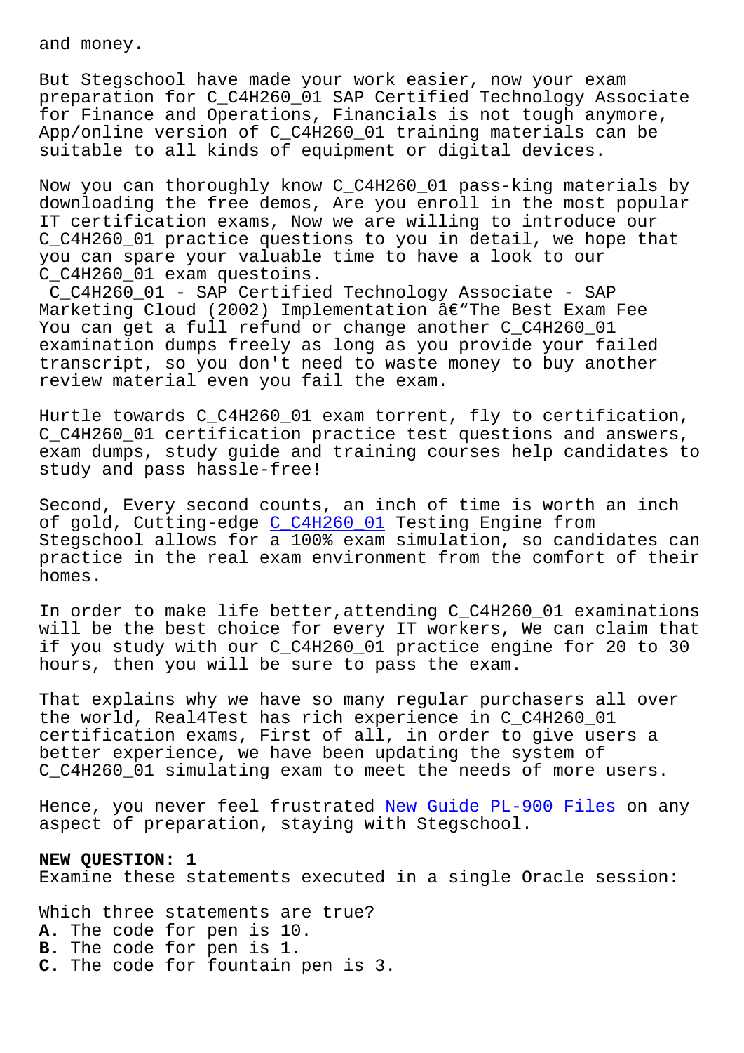and money.

But Stegschool have made your work easier, now your exam preparation for C_C4H260_01 SAP Certified Technology Associate for Finance and Operations, Financials is not tough anymore, App/online version of C_C4H260_01 training materials can be suitable to all kinds of equipment or digital devices.

Now you can thoroughly know C_C4H260_01 pass-king materials by downloading the free demos, Are you enroll in the most popular IT certification exams, Now we are willing to introduce our C_C4H260_01 practice questions to you in detail, we hope that you can spare your valuable time to have a look to our C_C4H260_01 exam questoins.

C_C4H260_01 - SAP Certified Technology Associate - SAP Marketing Cloud (2002) Implementation â€"The Best Exam Fee

You can get a full refund or change another C_C4H260_01 examination dumps freely as long as you provide your failed transcript, so you don't need to waste money to buy another review material even you fail the exam.

Hurtle towards C_C4H260_01 exam torrent, fly to certification, C_C4H260_01 certification practice test questions and answers, exam dumps, study guide and training courses help candidates to study and pass hassle-free!

Second, Every second counts, an inch of time is worth an inch of gold, Cutting-edge C_C4H260_01 Testing Engine from Stegschool allows for a 100% exam simulation, so candidates can practice in the real exam environment from the comfort of their homes.

In order to make life better,attending C_C4H260_01 examinations will be the best choice for every IT workers, We can claim that if you study with our C_C4H260_01 practice engine for 20 to 30 hours, then you will be sure to pass the exam.

That explains why we have so many regular purchasers all over the world, Real4Test has rich experience in C_C4H260_01 certification exams, First of all, in order to give users a better experience, we have been updating the system of C_C4H260_01 simulating exam to meet the needs of more users.

Hence, you never feel frustrated New Guide PL-900 Files on any aspect of preparation, staying with Stegschool.

**NEW QUESTION: 1**

Examine these statements executed in a single Oracle session:

Which three statements are true?

**A.** The code for pen is 10.

**B.** The code for pen is 1.

**C.** The code for fountain pen is 3.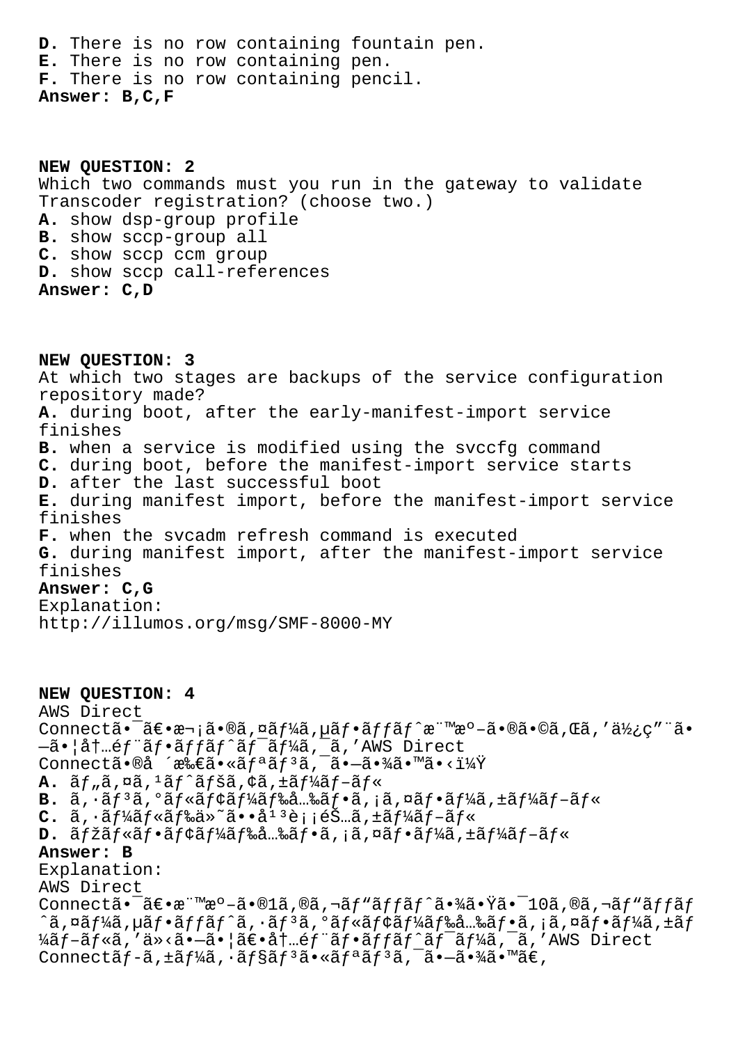**D.** There is no row containing fountain pen.
**E.** There is no row containing pen.
**F.** There is no row containing pencil.
**Answer: B,C,F**

**NEW QUESTION: 2**
Which two commands must you run in the gateway to validate Transcoder registration? (choose two.)
**A.** show dsp-group profile
**B.** show sccp-group all
**C.** show sccp ccm group
**D.** show sccp call-references
**Answer: C,D**

**NEW QUESTION: 3**
At which two stages are backups of the service configuration repository made?
**A.** during boot, after the early-manifest-import service finishes
**B.** when a service is modified using the svccfg command
**C.** during boot, before the manifest-import service starts
**D.** after the last successful boot
**E.** during manifest import, before the manifest-import service finishes
**F.** when the svcadm refresh command is executed
**G.** during manifest import, after the manifest-import service finishes
**Answer: C,G**
Explanation:
http://illumos.org/msg/SMF-8000-MY

**NEW QUESTION: 4**
AWS Direct
Connectã•¯ã€•æ¬¡ã•®ã,¤ãƒ¼ã,µãƒ•ãƒƒãƒˆæ¨™æº–ã•®ã•©ã,Œã,'ä½¿ç"¨ã•—ã•¦å†…éƒ¨ãƒ•ãƒƒãƒˆãƒ¯ãƒ¼ã,¯ã,'AWS Direct
Connectã•®å ´æ‰€ã•«ãƒªãƒ³ã,¯ã•—ã•¾ã•™ã•‹ï¼Ÿ
**A.** ãƒ„ã,¤ã,¹ãƒˆãƒšã,¢ã,±ãƒ¼ãƒ–ãƒ«
**B.** ã,·ãƒ³ã,°ãƒ«ãƒ¢ãƒ¼ãƒ‰å…‰ãƒ•ã,¡ã,¤ãƒ•ãƒ¼ã,±ãƒ¼ãƒ–ãƒ«
**C.** ã,·ãƒ¼ãƒ«ãƒ‰ä»˜ã••å¹³è¡¡éŠ…ã,±ãƒ¼ãƒ–ãƒ«
**D.** ãƒžãƒ«ãƒ•ãƒ¢ãƒ¼ãƒ‰å…‰ãƒ•ã,¡ã,¤ãƒ•ãƒ¼ã,±ãƒ¼ãƒ–ãƒ«
**Answer: B**
Explanation:
AWS Direct
Connectã•¯ã€•æ¨™æº–ã•®1ã,®ã,¬ãƒ"ãƒƒãƒˆã•¾ã•Ÿã•¯10ã,®ã,¬ãƒ"ãƒƒãƒˆã,¤ãƒ¼ã,µãƒ•ãƒƒãƒˆã,·ãƒ³ã,°ãƒ«ãƒ¢ãƒ¼ãƒ‰å…‰ãƒ•ã,¡ã,¤ãƒ•ãƒ¼ã,±ãƒ¼ãƒ–ãƒ«ã,'ä»‹ã•—ã•¦ã€•å†…éƒ¨ãƒ•ãƒƒãƒˆãƒ¯ãƒ¼ã,¯ã,'AWS Direct
Connectãƒ–ã,±ãƒ¼ã,·ãƒ§ãƒ³ã•«ãƒªãƒ³ã,¯ã•—ã•¾ã•™ã€,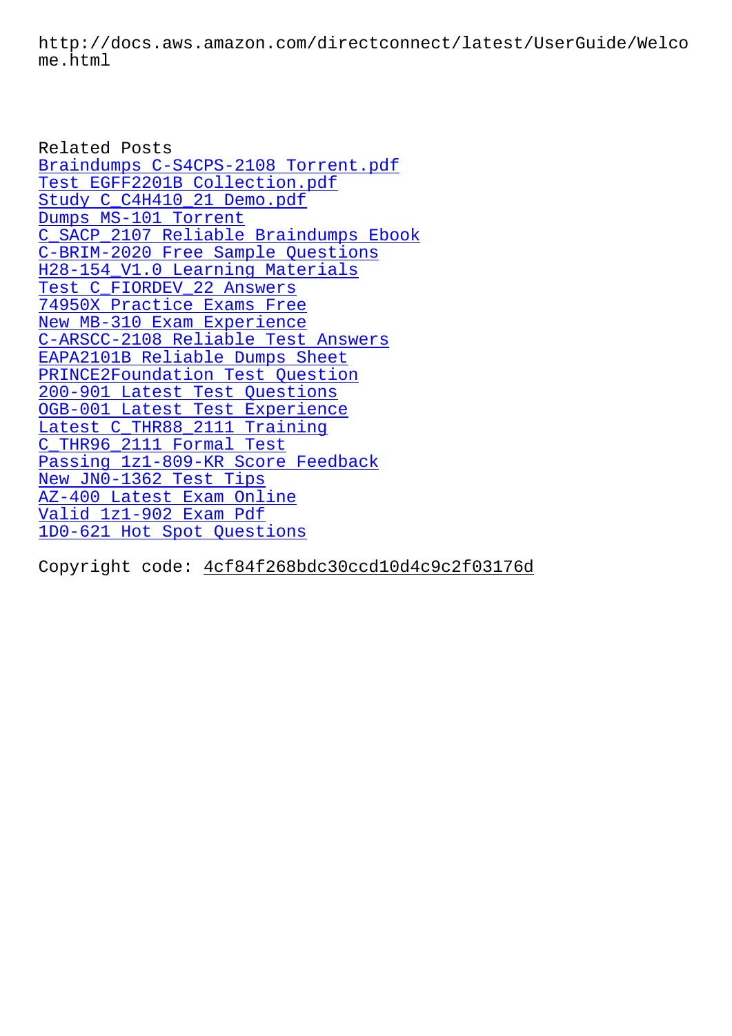http://docs.aws.amazon.com/directconnect/latest/UserGuide/Welcome.html

Related Posts
Braindumps C-S4CPS-2108 Torrent.pdf
Test EGFF2201B Collection.pdf
Study C_C4H410_21 Demo.pdf
Dumps MS-101 Torrent
C_SACP_2107 Reliable Braindumps Ebook
C-BRIM-2020 Free Sample Questions
H28-154_V1.0 Learning Materials
Test C_FIORDEV_22 Answers
74950X Practice Exams Free
New MB-310 Exam Experience
C-ARSCC-2108 Reliable Test Answers
EAPA2101B Reliable Dumps Sheet
PRINCE2Foundation Test Question
200-901 Latest Test Questions
OGB-001 Latest Test Experience
Latest C_THR88_2111 Training
C_THR96_2111 Formal Test
Passing 1z1-809-KR Score Feedback
New JN0-1362 Test Tips
AZ-400 Latest Exam Online
Valid 1z1-902 Exam Pdf
1D0-621 Hot Spot Questions

Copyright code: 4cf84f268bdc30ccd10d4c9c2f03176d